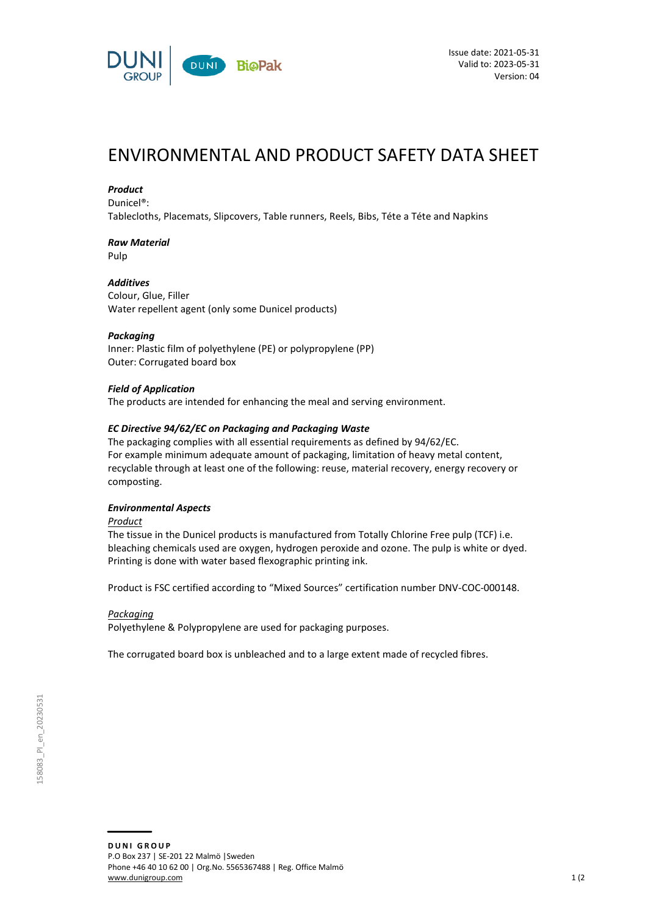Issue date: 2021-05-31
Valid to: 2023-05-31
Version: 04

# ENVIRONMENTAL AND PRODUCT SAFETY DATA SHEET

***Product***
Dunicel®:
Tablecloths, Placemats, Slipcovers, Table runners, Reels, Bibs, Téte a Téte and Napkins

***Raw Material***
Pulp

***Additives***
Colour, Glue, Filler
Water repellent agent (only some Dunicel products)

***Packaging***
Inner: Plastic film of polyethylene (PE) or polypropylene (PP)
Outer: Corrugated board box

***Field of Application***
The products are intended for enhancing the meal and serving environment.

***EC Directive 94/62/EC on Packaging and Packaging Waste***
The packaging complies with all essential requirements as defined by 94/62/EC.
For example minimum adequate amount of packaging, limitation of heavy metal content, recyclable through at least one of the following: reuse, material recovery, energy recovery or composting.

***Environmental Aspects***

<u>Product</u>
The tissue in the Dunicel products is manufactured from Totally Chlorine Free pulp (TCF) i.e. bleaching chemicals used are oxygen, hydrogen peroxide and ozone. The pulp is white or dyed. Printing is done with water based flexographic printing ink.

Product is FSC certified according to "Mixed Sources" certification number DNV-COC-000148.

<u>Packaging</u>
Polyethylene & Polypropylene are used for packaging purposes.

The corrugated board box is unbleached and to a large extent made of recycled fibres.

158083_PI_en_20230531

**DUNI GROUP**
P.O Box 237 | SE-201 22 Malmö |Sweden
Phone +46 40 10 62 00 | Org.No. 5565367488 | Reg. Office Malmö
www.dunigroup.com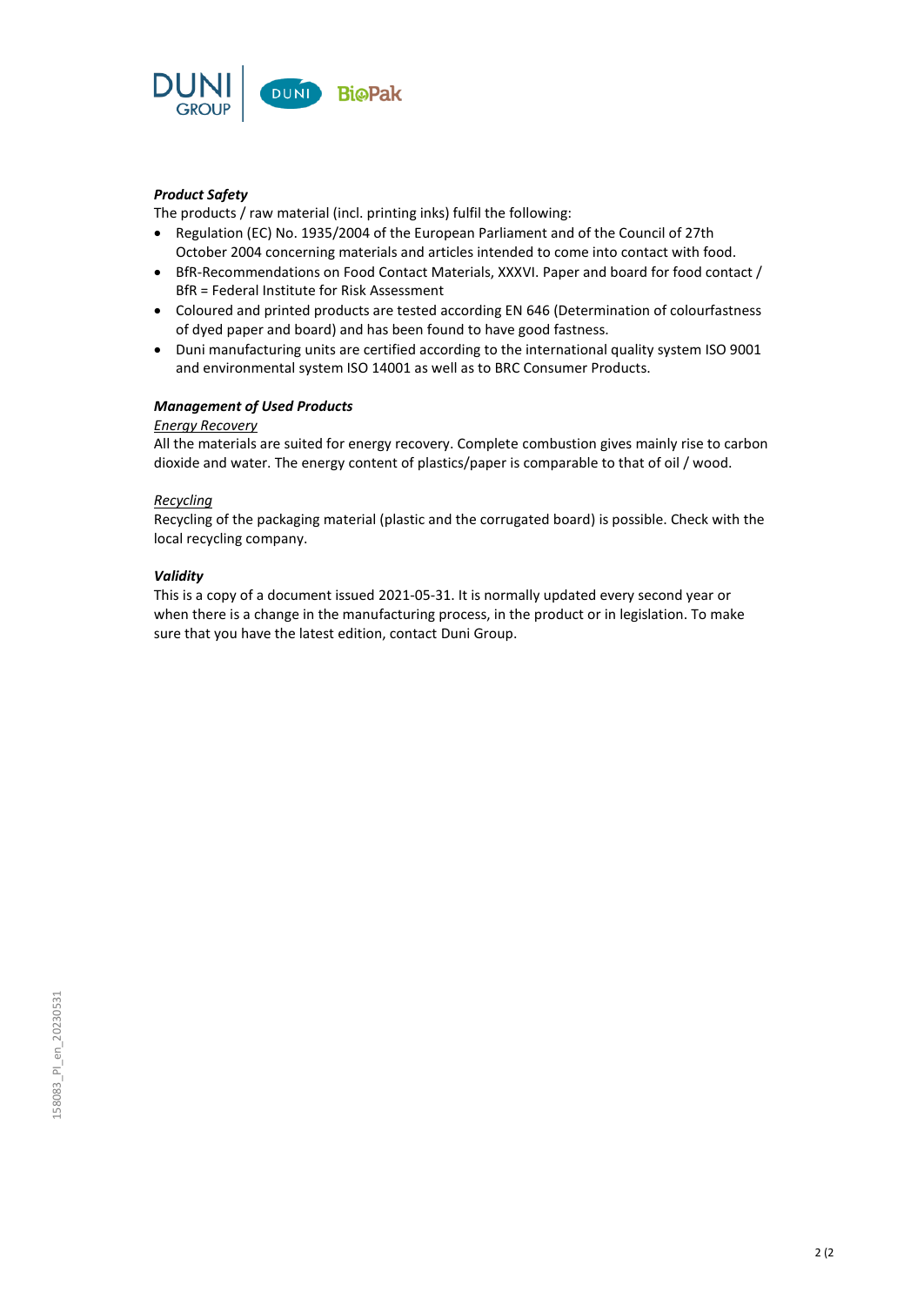***Product Safety***

The products / raw material (incl. printing inks) fulfil the following:

- Regulation (EC) No. 1935/2004 of the European Parliament and of the Council of 27th October 2004 concerning materials and articles intended to come into contact with food.
- BfR-Recommendations on Food Contact Materials, XXXVI. Paper and board for food contact / BfR = Federal Institute for Risk Assessment
- Coloured and printed products are tested according EN 646 (Determination of colourfastness of dyed paper and board) and has been found to have good fastness.
- Duni manufacturing units are certified according to the international quality system ISO 9001 and environmental system ISO 14001 as well as to BRC Consumer Products.

***Management of Used Products***

*Energy Recovery*

All the materials are suited for energy recovery. Complete combustion gives mainly rise to carbon dioxide and water. The energy content of plastics/paper is comparable to that of oil / wood.

*Recycling*

Recycling of the packaging material (plastic and the corrugated board) is possible. Check with the local recycling company.

***Validity***

This is a copy of a document issued 2021-05-31. It is normally updated every second year or when there is a change in the manufacturing process, in the product or in legislation. To make sure that you have the latest edition, contact Duni Group.

158083_PI_en_20230531